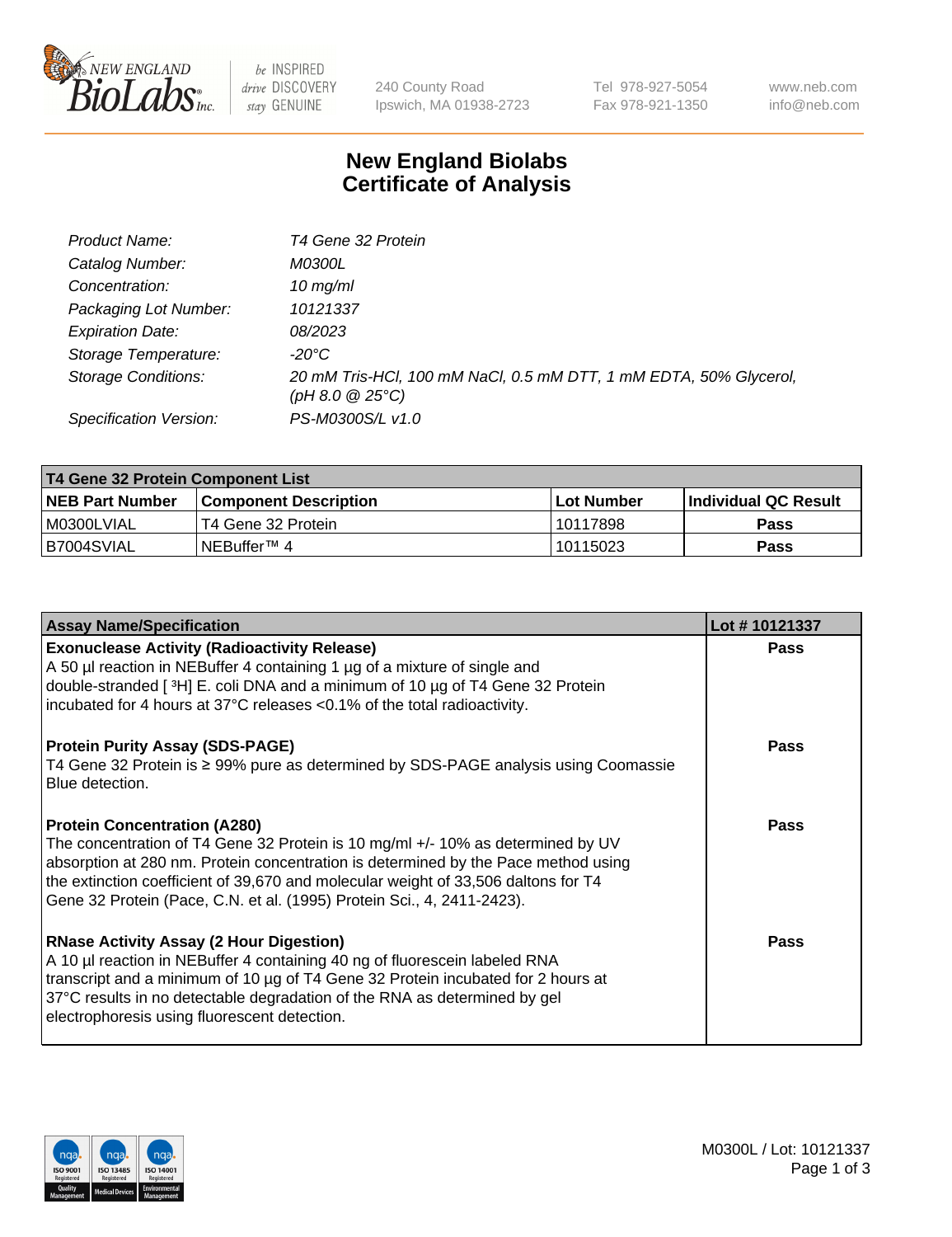New England BioLabs Inc. — be INSPIRED drive DISCOVERY stay GENUINE

240 County Road
Ipswich, MA 01938-2723

Tel 978-927-5054
Fax 978-921-1350

www.neb.com
info@neb.com

# New England Biolabs
# Certificate of Analysis

| | |
|---|---|
| *Product Name:* | *T4 Gene 32 Protein* |
| *Catalog Number:* | *M0300L* |
| *Concentration:* | *10 mg/ml* |
| *Packaging Lot Number:* | *10121337* |
| *Expiration Date:* | *08/2023* |
| *Storage Temperature:* | *-20°C* |
| *Storage Conditions:* | *20 mM Tris-HCl, 100 mM NaCl, 0.5 mM DTT, 1 mM EDTA, 50% Glycerol, (pH 8.0 @ 25°C)* |
| *Specification Version:* | *PS-M0300S/L v1.0* |

| T4 Gene 32 Protein Component List | | | |
|---|---|---|---|
| **NEB Part Number** | **Component Description** | **Lot Number** | **Individual QC Result** |
| M0300LVIAL | T4 Gene 32 Protein | 10117898 | **Pass** |
| B7004SVIAL | NEBuffer™ 4 | 10115023 | **Pass** |

| Assay Name/Specification | Lot # 10121337 |
|---|---|
| **Exonuclease Activity (Radioactivity Release)**<br>A 50 µl reaction in NEBuffer 4 containing 1 µg of a mixture of single and double-stranded [ $^3$H] E. coli DNA and a minimum of 10 µg of T4 Gene 32 Protein incubated for 4 hours at 37°C releases <0.1% of the total radioactivity. | **Pass** |
| **Protein Purity Assay (SDS-PAGE)**<br>T4 Gene 32 Protein is ≥ 99% pure as determined by SDS-PAGE analysis using Coomassie Blue detection. | **Pass** |
| **Protein Concentration (A280)**<br>The concentration of T4 Gene 32 Protein is 10 mg/ml +/- 10% as determined by UV absorption at 280 nm. Protein concentration is determined by the Pace method using the extinction coefficient of 39,670 and molecular weight of 33,506 daltons for T4 Gene 32 Protein (Pace, C.N. et al. (1995) Protein Sci., 4, 2411-2423). | **Pass** |
| **RNase Activity Assay (2 Hour Digestion)**<br>A 10 µl reaction in NEBuffer 4 containing 40 ng of fluorescein labeled RNA transcript and a minimum of 10 µg of T4 Gene 32 Protein incubated for 2 hours at 37°C results in no detectable degradation of the RNA as determined by gel electrophoresis using fluorescent detection. | **Pass** |

M0300L / Lot: 10121337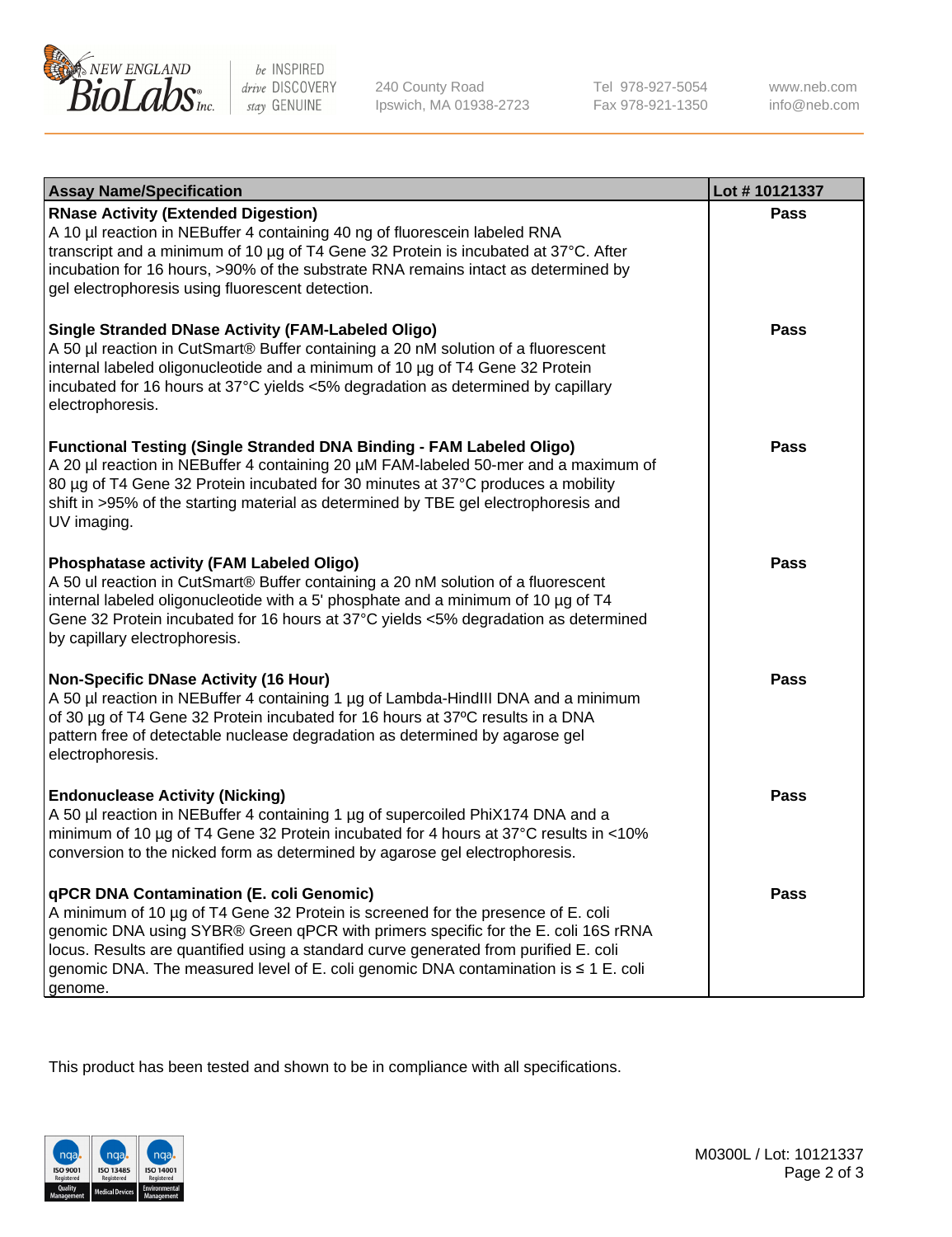| Assay Name/Specification | Lot # 10121337 |
| --- | --- |
| **RNase Activity (Extended Digestion)**<br>A 10 µl reaction in NEBuffer 4 containing 40 ng of fluorescein labeled RNA transcript and a minimum of 10 µg of T4 Gene 32 Protein is incubated at 37°C. After incubation for 16 hours, >90% of the substrate RNA remains intact as determined by gel electrophoresis using fluorescent detection. | Pass |
| **Single Stranded DNase Activity (FAM-Labeled Oligo)**<br>A 50 µl reaction in CutSmart® Buffer containing a 20 nM solution of a fluorescent internal labeled oligonucleotide and a minimum of 10 µg of T4 Gene 32 Protein incubated for 16 hours at 37°C yields <5% degradation as determined by capillary electrophoresis. | Pass |
| **Functional Testing (Single Stranded DNA Binding - FAM Labeled Oligo)**<br>A 20 µl reaction in NEBuffer 4 containing 20 µM FAM-labeled 50-mer and a maximum of 80 µg of T4 Gene 32 Protein incubated for 30 minutes at 37°C produces a mobility shift in >95% of the starting material as determined by TBE gel electrophoresis and UV imaging. | Pass |
| **Phosphatase activity (FAM Labeled Oligo)**<br>A 50 ul reaction in CutSmart® Buffer containing a 20 nM solution of a fluorescent internal labeled oligonucleotide with a 5' phosphate and a minimum of 10 µg of T4 Gene 32 Protein incubated for 16 hours at 37°C yields <5% degradation as determined by capillary electrophoresis. | Pass |
| **Non-Specific DNase Activity (16 Hour)**<br>A 50 µl reaction in NEBuffer 4 containing 1 µg of Lambda-HindIII DNA and a minimum of 30 µg of T4 Gene 32 Protein incubated for 16 hours at 37ºC results in a DNA pattern free of detectable nuclease degradation as determined by agarose gel electrophoresis. | Pass |
| **Endonuclease Activity (Nicking)**<br>A 50 µl reaction in NEBuffer 4 containing 1 µg of supercoiled PhiX174 DNA and a minimum of 10 µg of T4 Gene 32 Protein incubated for 4 hours at 37°C results in <10% conversion to the nicked form as determined by agarose gel electrophoresis. | Pass |
| **qPCR DNA Contamination (E. coli Genomic)**<br>A minimum of 10 µg of T4 Gene 32 Protein is screened for the presence of E. coli genomic DNA using SYBR® Green qPCR with primers specific for the E. coli 16S rRNA locus. Results are quantified using a standard curve generated from purified E. coli genomic DNA. The measured level of E. coli genomic DNA contamination is ≤ 1 E. coli genome. | Pass |

This product has been tested and shown to be in compliance with all specifications.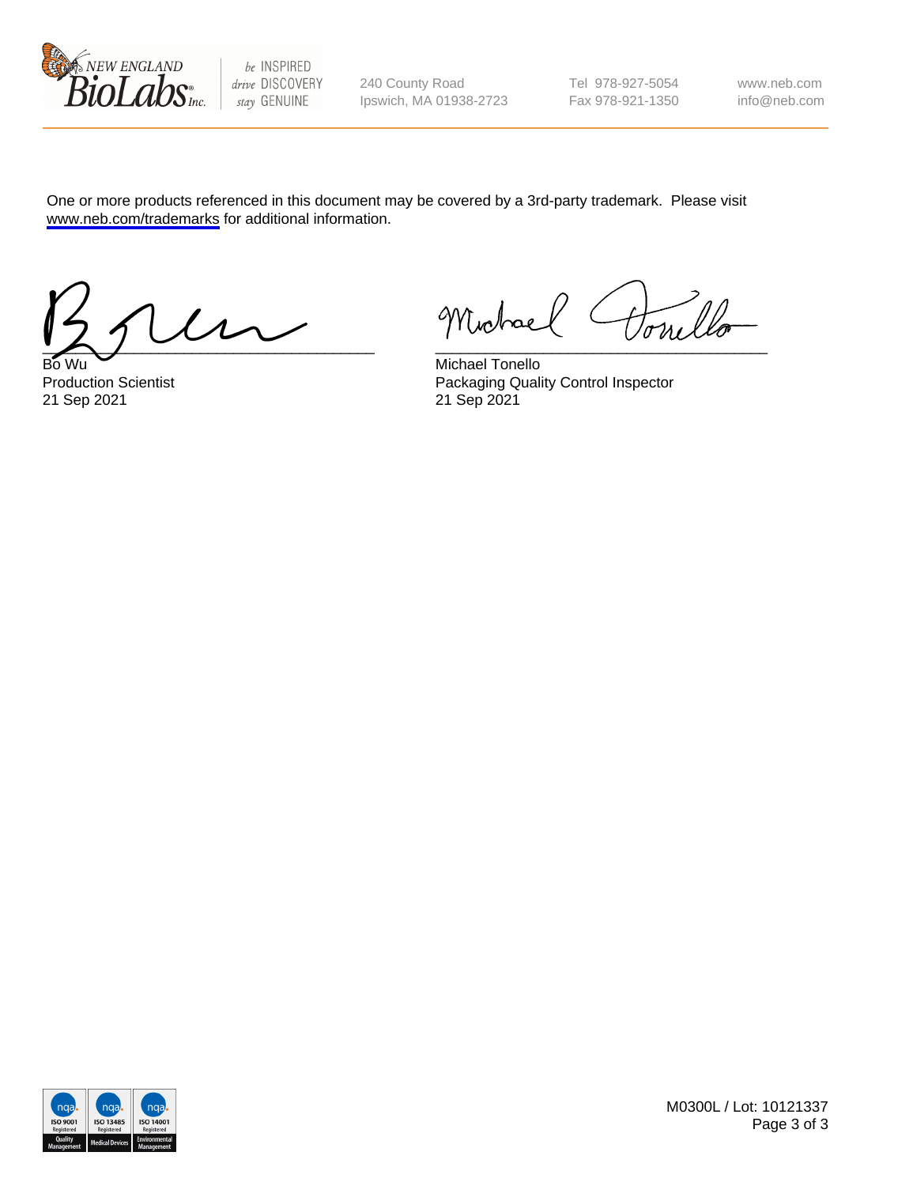One or more products referenced in this document may be covered by a 3rd-party trademark. Please visit www.neb.com/trademarks for additional information.

Bo Wu
Production Scientist
21 Sep 2021

Michael Tonello
Packaging Quality Control Inspector
21 Sep 2021

M0300L / Lot: 10121337